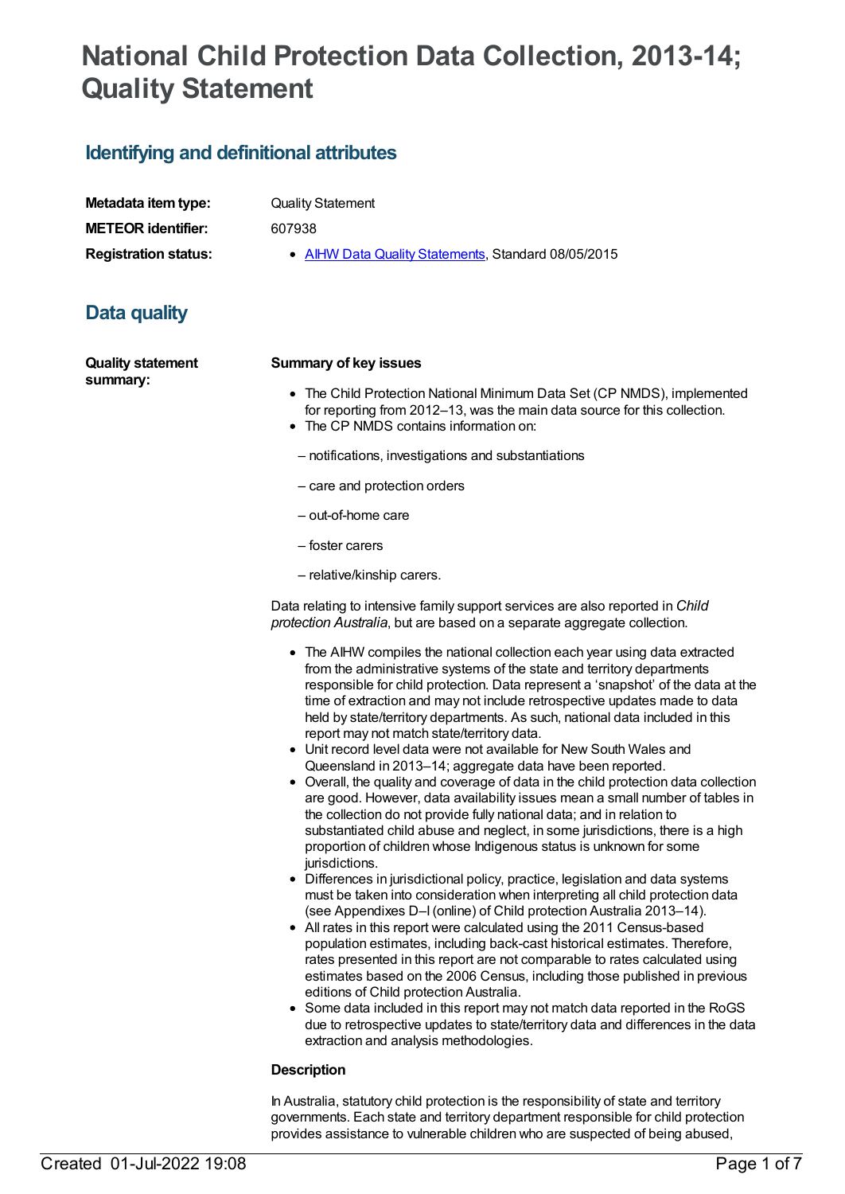# National Child Protection Data Collection, 2013-14; Quality Statement

## Identifying and definitional attributes

**Metadata item type:** Quality Statement

**METEOR identifier:** 607938

**Registration status:**

- AIHW Data Quality Statements, Standard 08/05/2015

## Data quality

**Quality statement summary:**

**Summary of key issues**

- The Child Protection National Minimum Data Set (CP NMDS), implemented for reporting from 2012–13, was the main data source for this collection.
- The CP NMDS contains information on:

– notifications, investigations and substantiations

– care and protection orders

– out-of-home care

– foster carers

– relative/kinship carers.

Data relating to intensive family support services are also reported in *Child protection Australia*, but are based on a separate aggregate collection.

- The AIHW compiles the national collection each year using data extracted from the administrative systems of the state and territory departments responsible for child protection. Data represent a 'snapshot' of the data at the time of extraction and may not include retrospective updates made to data held by state/territory departments. As such, national data included in this report may not match state/territory data.
- Unit record level data were not available for New South Wales and Queensland in 2013–14; aggregate data have been reported.
- Overall, the quality and coverage of data in the child protection data collection are good. However, data availability issues mean a small number of tables in the collection do not provide fully national data; and in relation to substantiated child abuse and neglect, in some jurisdictions, there is a high proportion of children whose Indigenous status is unknown for some jurisdictions.
- Differences in jurisdictional policy, practice, legislation and data systems must be taken into consideration when interpreting all child protection data (see Appendixes D–I (online) of Child protection Australia 2013–14).
- All rates in this report were calculated using the 2011 Census-based population estimates, including back-cast historical estimates. Therefore, rates presented in this report are not comparable to rates calculated using estimates based on the 2006 Census, including those published in previous editions of Child protection Australia.
- Some data included in this report may not match data reported in the RoGS due to retrospective updates to state/territory data and differences in the data extraction and analysis methodologies.

**Description**

In Australia, statutory child protection is the responsibility of state and territory governments. Each state and territory department responsible for child protection provides assistance to vulnerable children who are suspected of being abused,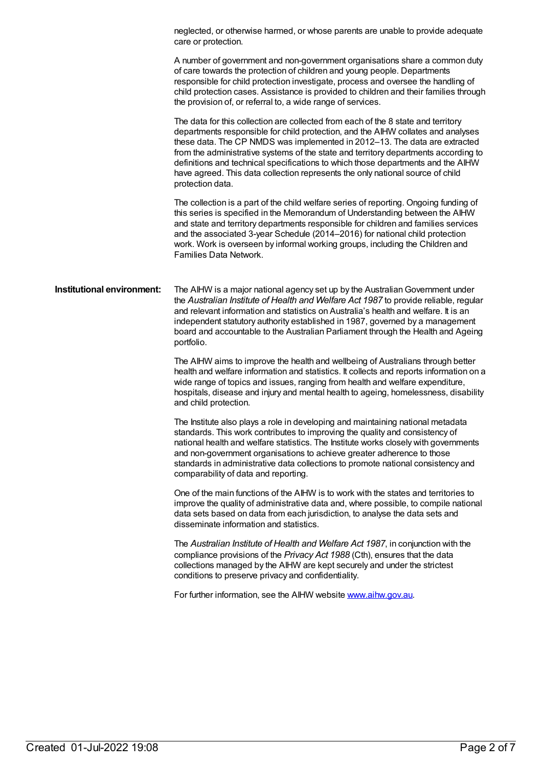neglected, or otherwise harmed, or whose parents are unable to provide adequate care or protection.

A number of government and non-government organisations share a common duty of care towards the protection of children and young people. Departments responsible for child protection investigate, process and oversee the handling of child protection cases. Assistance is provided to children and their families through the provision of, or referral to, a wide range of services.

The data for this collection are collected from each of the 8 state and territory departments responsible for child protection, and the AIHW collates and analyses these data. The CP NMDS was implemented in 2012–13. The data are extracted from the administrative systems of the state and territory departments according to definitions and technical specifications to which those departments and the AIHW have agreed. This data collection represents the only national source of child protection data.

The collection is a part of the child welfare series of reporting. Ongoing funding of this series is specified in the Memorandum of Understanding between the AIHW and state and territory departments responsible for children and families services and the associated 3-year Schedule (2014–2016) for national child protection work. Work is overseen by informal working groups, including the Children and Families Data Network.

**Institutional environment:**

The AIHW is a major national agency set up by the Australian Government under the *Australian Institute of Health and Welfare Act 1987* to provide reliable, regular and relevant information and statistics on Australia's health and welfare. It is an independent statutory authority established in 1987, governed by a management board and accountable to the Australian Parliament through the Health and Ageing portfolio.

The AIHW aims to improve the health and wellbeing of Australians through better health and welfare information and statistics. It collects and reports information on a wide range of topics and issues, ranging from health and welfare expenditure, hospitals, disease and injury and mental health to ageing, homelessness, disability and child protection.

The Institute also plays a role in developing and maintaining national metadata standards. This work contributes to improving the quality and consistency of national health and welfare statistics. The Institute works closely with governments and non-government organisations to achieve greater adherence to those standards in administrative data collections to promote national consistency and comparability of data and reporting.

One of the main functions of the AIHW is to work with the states and territories to improve the quality of administrative data and, where possible, to compile national data sets based on data from each jurisdiction, to analyse the data sets and disseminate information and statistics.

The *Australian Institute of Health and Welfare Act 1987*, in conjunction with the compliance provisions of the *Privacy Act 1988* (Cth), ensures that the data collections managed by the AIHW are kept securely and under the strictest conditions to preserve privacy and confidentiality.

For further information, see the AIHW website [www.aihw.gov.au](http://www.aihw.gov.au).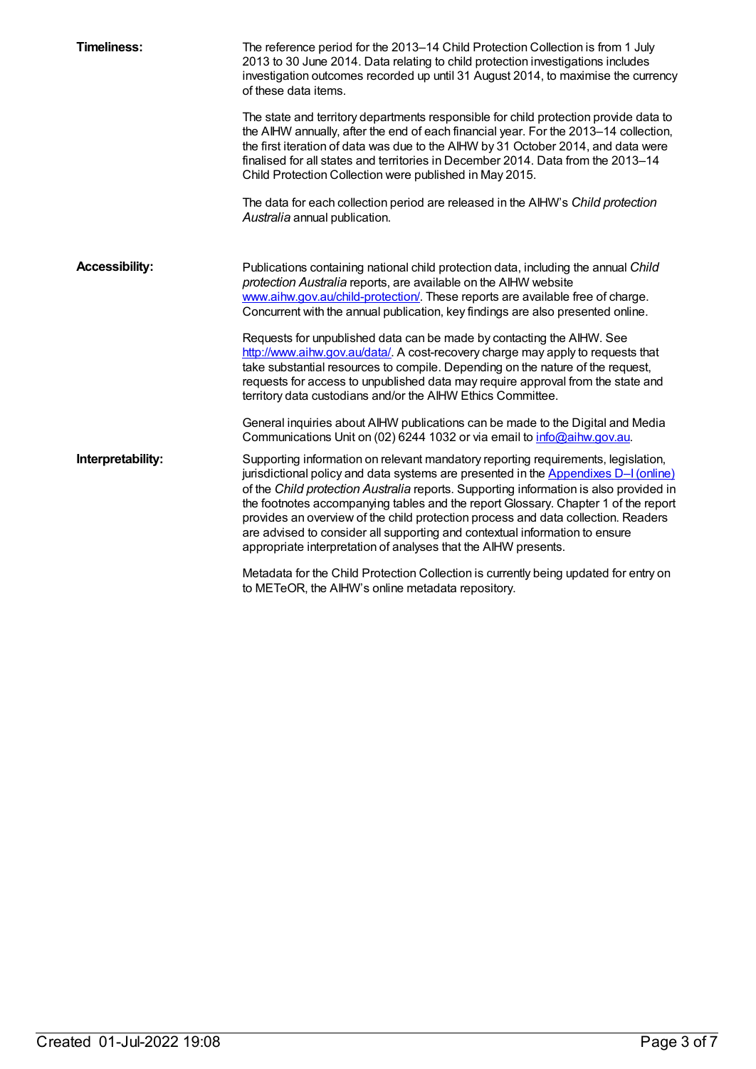**Timeliness:**

The reference period for the 2013–14 Child Protection Collection is from 1 July 2013 to 30 June 2014. Data relating to child protection investigations includes investigation outcomes recorded up until 31 August 2014, to maximise the currency of these data items.

The state and territory departments responsible for child protection provide data to the AIHW annually, after the end of each financial year. For the 2013–14 collection, the first iteration of data was due to the AIHW by 31 October 2014, and data were finalised for all states and territories in December 2014. Data from the 2013–14 Child Protection Collection were published in May 2015.

The data for each collection period are released in the AIHW's *Child protection Australia* annual publication.

**Accessibility:**

Publications containing national child protection data, including the annual *Child protection Australia* reports, are available on the AIHW website [www.aihw.gov.au/child-protection/](www.aihw.gov.au/child-protection/). These reports are available free of charge. Concurrent with the annual publication, key findings are also presented online.

Requests for unpublished data can be made by contacting the AIHW. See [http://www.aihw.gov.au/data/](http://www.aihw.gov.au/data/). A cost-recovery charge may apply to requests that take substantial resources to compile. Depending on the nature of the request, requests for access to unpublished data may require approval from the state and territory data custodians and/or the AIHW Ethics Committee.

General inquiries about AIHW publications can be made to the Digital and Media Communications Unit on (02) 6244 1032 or via email to [info@aihw.gov.au](mailto:info@aihw.gov.au).

**Interpretability:**

Supporting information on relevant mandatory reporting requirements, legislation, jurisdictional policy and data systems are presented in the Appendixes D–I (online) of the *Child protection Australia* reports. Supporting information is also provided in the footnotes accompanying tables and the report Glossary. Chapter 1 of the report provides an overview of the child protection process and data collection. Readers are advised to consider all supporting and contextual information to ensure appropriate interpretation of analyses that the AIHW presents.

Metadata for the Child Protection Collection is currently being updated for entry on to METeOR, the AIHW's online metadata repository.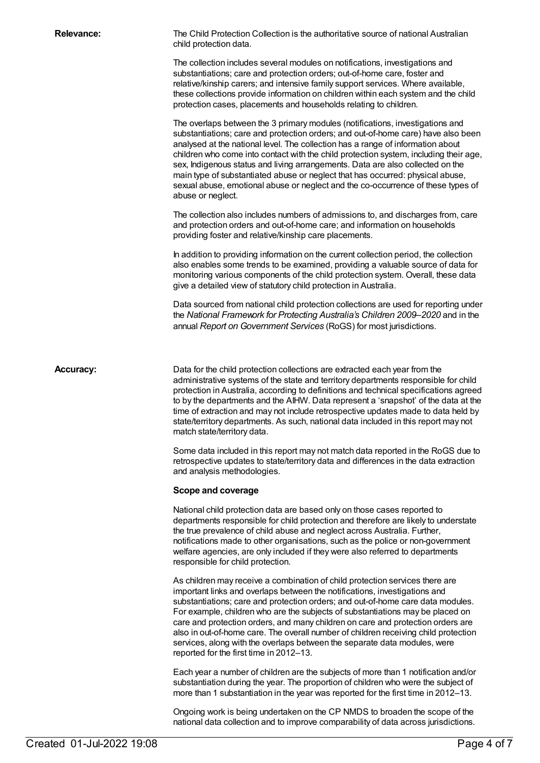**Relevance:**

The Child Protection Collection is the authoritative source of national Australian child protection data.

The collection includes several modules on notifications, investigations and substantiations; care and protection orders; out-of-home care, foster and relative/kinship carers; and intensive family support services. Where available, these collections provide information on children within each system and the child protection cases, placements and households relating to children.

The overlaps between the 3 primary modules (notifications, investigations and substantiations; care and protection orders; and out-of-home care) have also been analysed at the national level. The collection has a range of information about children who come into contact with the child protection system, including their age, sex, Indigenous status and living arrangements. Data are also collected on the main type of substantiated abuse or neglect that has occurred: physical abuse, sexual abuse, emotional abuse or neglect and the co-occurrence of these types of abuse or neglect.

The collection also includes numbers of admissions to, and discharges from, care and protection orders and out-of-home care; and information on households providing foster and relative/kinship care placements.

In addition to providing information on the current collection period, the collection also enables some trends to be examined, providing a valuable source of data for monitoring various components of the child protection system. Overall, these data give a detailed view of statutory child protection in Australia.

Data sourced from national child protection collections are used for reporting under the *National Framework for Protecting Australia's Children 2009–2020* and in the annual *Report on Government Services* (RoGS) for most jurisdictions.

**Accuracy:**

Data for the child protection collections are extracted each year from the administrative systems of the state and territory departments responsible for child protection in Australia, according to definitions and technical specifications agreed to by the departments and the AIHW. Data represent a 'snapshot' of the data at the time of extraction and may not include retrospective updates made to data held by state/territory departments. As such, national data included in this report may not match state/territory data.

Some data included in this report may not match data reported in the RoGS due to retrospective updates to state/territory data and differences in the data extraction and analysis methodologies.

**Scope and coverage**

National child protection data are based only on those cases reported to departments responsible for child protection and therefore are likely to understate the true prevalence of child abuse and neglect across Australia. Further, notifications made to other organisations, such as the police or non-government welfare agencies, are only included if they were also referred to departments responsible for child protection.

As children may receive a combination of child protection services there are important links and overlaps between the notifications, investigations and substantiations; care and protection orders; and out-of-home care data modules. For example, children who are the subjects of substantiations may be placed on care and protection orders, and many children on care and protection orders are also in out-of-home care. The overall number of children receiving child protection services, along with the overlaps between the separate data modules, were reported for the first time in 2012–13.

Each year a number of children are the subjects of more than 1 notification and/or substantiation during the year. The proportion of children who were the subject of more than 1 substantiation in the year was reported for the first time in 2012–13.

Ongoing work is being undertaken on the CP NMDS to broaden the scope of the national data collection and to improve comparability of data across jurisdictions.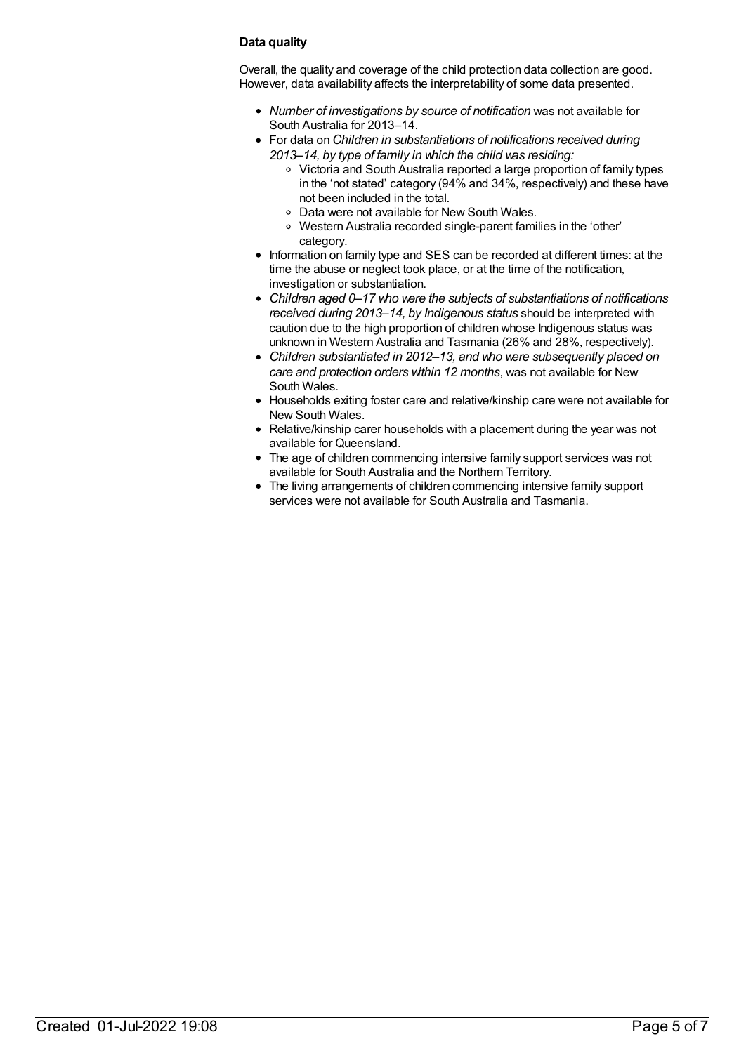**Data quality**

Overall, the quality and coverage of the child protection data collection are good. However, data availability affects the interpretability of some data presented.

- *Number of investigations by source of notification* was not available for South Australia for 2013–14.
- For data on *Children in substantiations of notifications received during 2013–14, by type of family in which the child was residing:*
  - Victoria and South Australia reported a large proportion of family types in the 'not stated' category (94% and 34%, respectively) and these have not been included in the total.
  - Data were not available for New South Wales.
  - Western Australia recorded single-parent families in the 'other' category.
- Information on family type and SES can be recorded at different times: at the time the abuse or neglect took place, or at the time of the notification, investigation or substantiation.
- *Children aged 0–17 who were the subjects of substantiations of notifications received during 2013–14, by Indigenous status* should be interpreted with caution due to the high proportion of children whose Indigenous status was unknown in Western Australia and Tasmania (26% and 28%, respectively).
- *Children substantiated in 2012–13, and who were subsequently placed on care and protection orders within 12 months*, was not available for New South Wales.
- Households exiting foster care and relative/kinship care were not available for New South Wales.
- Relative/kinship carer households with a placement during the year was not available for Queensland.
- The age of children commencing intensive family support services was not available for South Australia and the Northern Territory.
- The living arrangements of children commencing intensive family support services were not available for South Australia and Tasmania.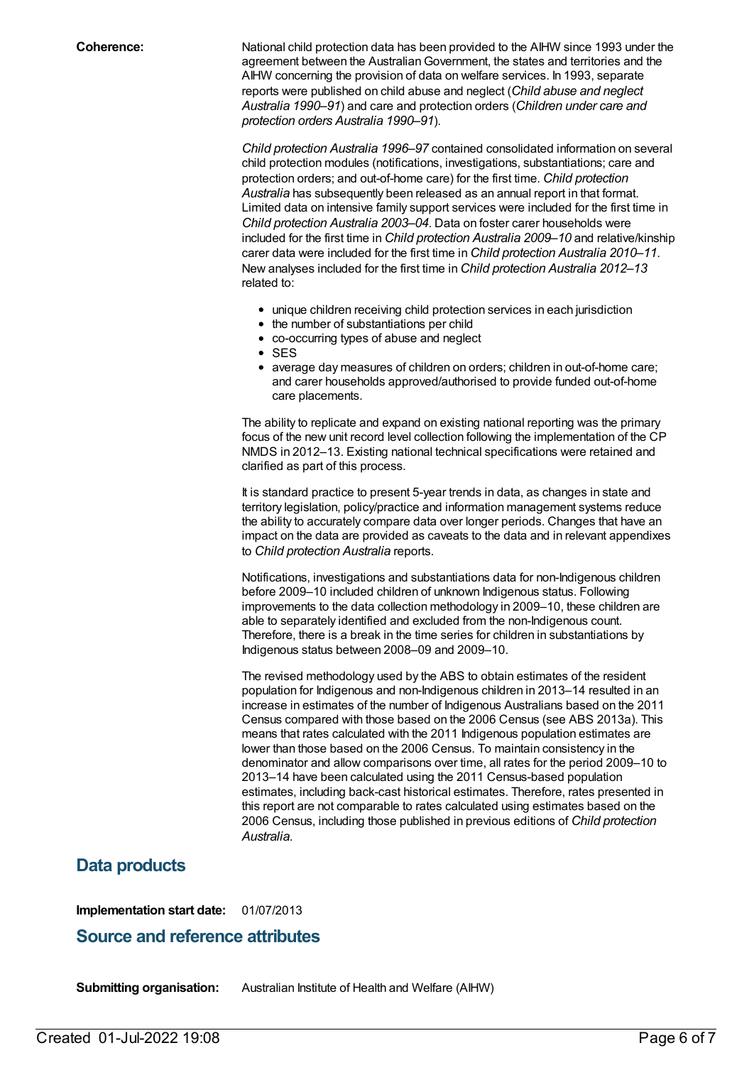**Coherence:** National child protection data has been provided to the AIHW since 1993 under the agreement between the Australian Government, the states and territories and the AIHW concerning the provision of data on welfare services. In 1993, separate reports were published on child abuse and neglect (*Child abuse and neglect Australia 1990–91*) and care and protection orders (*Children under care and protection orders Australia 1990–91*).

*Child protection Australia 1996–97* contained consolidated information on several child protection modules (notifications, investigations, substantiations; care and protection orders; and out-of-home care) for the first time. *Child protection Australia* has subsequently been released as an annual report in that format. Limited data on intensive family support services were included for the first time in *Child protection Australia 2003–04*. Data on foster carer households were included for the first time in *Child protection Australia 2009–10* and relative/kinship carer data were included for the first time in *Child protection Australia 2010–11*. New analyses included for the first time in *Child protection Australia 2012–13* related to:

- unique children receiving child protection services in each jurisdiction
- the number of substantiations per child
- co-occurring types of abuse and neglect
- SES
- average day measures of children on orders; children in out-of-home care; and carer households approved/authorised to provide funded out-of-home care placements.

The ability to replicate and expand on existing national reporting was the primary focus of the new unit record level collection following the implementation of the CP NMDS in 2012–13. Existing national technical specifications were retained and clarified as part of this process.

It is standard practice to present 5-year trends in data, as changes in state and territory legislation, policy/practice and information management systems reduce the ability to accurately compare data over longer periods. Changes that have an impact on the data are provided as caveats to the data and in relevant appendixes to *Child protection Australia* reports.

Notifications, investigations and substantiations data for non-Indigenous children before 2009–10 included children of unknown Indigenous status. Following improvements to the data collection methodology in 2009–10, these children are able to separately identified and excluded from the non-Indigenous count. Therefore, there is a break in the time series for children in substantiations by Indigenous status between 2008–09 and 2009–10.

The revised methodology used by the ABS to obtain estimates of the resident population for Indigenous and non-Indigenous children in 2013–14 resulted in an increase in estimates of the number of Indigenous Australians based on the 2011 Census compared with those based on the 2006 Census (see ABS 2013a). This means that rates calculated with the 2011 Indigenous population estimates are lower than those based on the 2006 Census. To maintain consistency in the denominator and allow comparisons over time, all rates for the period 2009–10 to 2013–14 have been calculated using the 2011 Census-based population estimates, including back-cast historical estimates. Therefore, rates presented in this report are not comparable to rates calculated using estimates based on the 2006 Census, including those published in previous editions of *Child protection Australia*.

## Data products

**Implementation start date:** 01/07/2013

## Source and reference attributes

**Submitting organisation:** Australian Institute of Health and Welfare (AIHW)